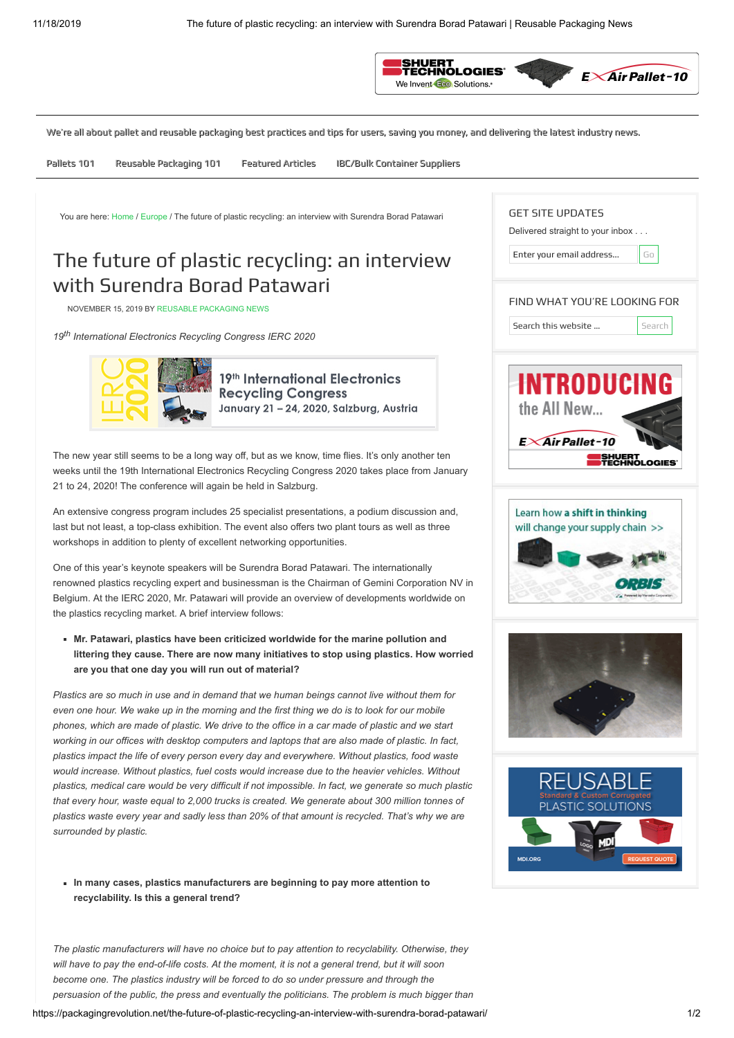We're all about pallet and reusable packaging best practices and tips for users, saving you money, and delivering the latest industry news.

Pallets 101 | Reusable Packaging 101 | Featured Articles | IBC/Bulk Container Suppliers

You are here: Home / Europe / The future of plastic recycling: an interview with Surendra Borad Patawari

# The future of plastic recycling: an interview with Surendra Borad Patawari

NOVEMBER 15, 2019 BY REUSABLE PACKAGING NEWS

*19th International Electronics Recycling Congress IERC 2020*

19th International Electronics Recycling Congress
January 21 – 24, 2020, Salzburg, Austria

The new year still seems to be a long way off, but as we know, time flies. It's only another ten weeks until the 19th International Electronics Recycling Congress 2020 takes place from January 21 to 24, 2020! The conference will again be held in Salzburg.

An extensive congress program includes 25 specialist presentations, a podium discussion and, last but not least, a top-class exhibition. The event also offers two plant tours as well as three workshops in addition to plenty of excellent networking opportunities.

One of this year's keynote speakers will be Surendra Borad Patawari. The internationally renowned plastics recycling expert and businessman is the Chairman of Gemini Corporation NV in Belgium. At the IERC 2020, Mr. Patawari will provide an overview of developments worldwide on the plastics recycling market. A brief interview follows:

- **Mr. Patawari, plastics have been criticized worldwide for the marine pollution and littering they cause. There are now many initiatives to stop using plastics. How worried are you that one day you will run out of material?**

*Plastics are so much in use and in demand that we human beings cannot live without them for even one hour. We wake up in the morning and the first thing we do is to look for our mobile phones, which are made of plastic. We drive to the office in a car made of plastic and we start working in our offices with desktop computers and laptops that are also made of plastic. In fact, plastics impact the life of every person every day and everywhere. Without plastics, food waste would increase. Without plastics, fuel costs would increase due to the heavier vehicles. Without plastics, medical care would be very difficult if not impossible. In fact, we generate so much plastic that every hour, waste equal to 2,000 trucks is created. We generate about 300 million tonnes of plastics waste every year and sadly less than 20% of that amount is recycled. That's why we are surrounded by plastic.*

- **In many cases, plastics manufacturers are beginning to pay more attention to recyclability. Is this a general trend?**

*The plastic manufacturers will have no choice but to pay attention to recyclability. Otherwise, they will have to pay the end-of-life costs. At the moment, it is not a general trend, but it will soon become one. The plastics industry will be forced to do so under pressure and through the persuasion of the public, the press and eventually the politicians. The problem is much bigger than*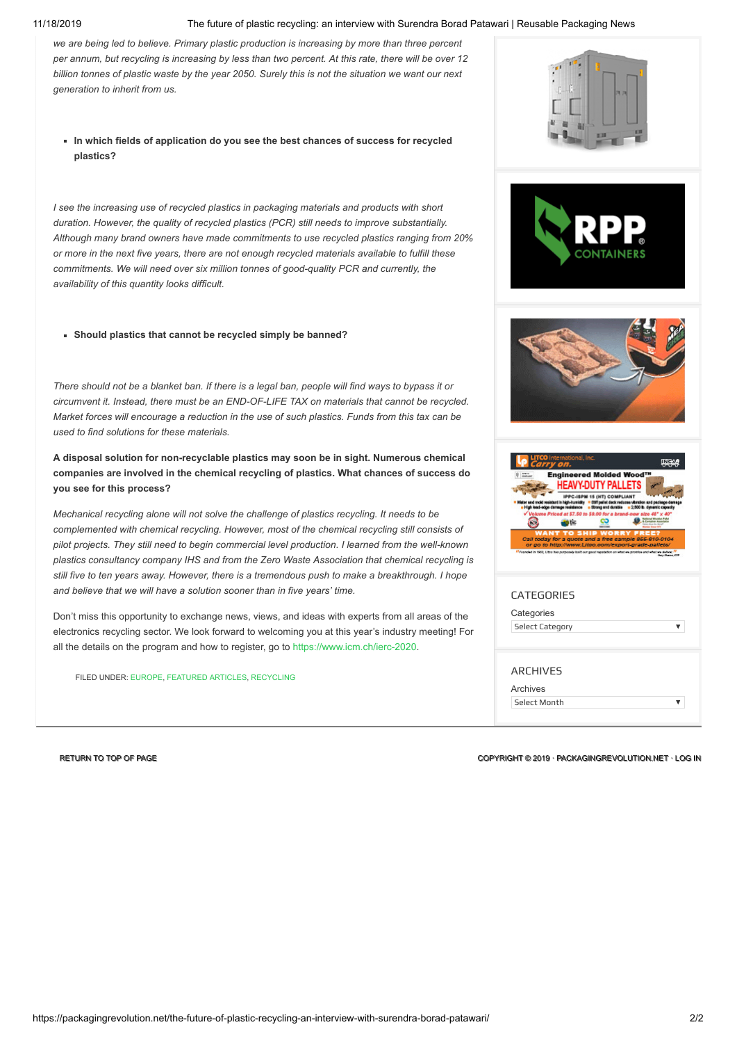*we are being led to believe. Primary plastic production is increasing by more than three percent per annum, but recycling is increasing by less than two percent. At this rate, there will be over 12 billion tonnes of plastic waste by the year 2050. Surely this is not the situation we want our next generation to inherit from us.*

- **In which fields of application do you see the best chances of success for recycled plastics?**

*I see the increasing use of recycled plastics in packaging materials and products with short duration. However, the quality of recycled plastics (PCR) still needs to improve substantially. Although many brand owners have made commitments to use recycled plastics ranging from 20% or more in the next five years, there are not enough recycled materials available to fulfill these commitments. We will need over six million tonnes of good-quality PCR and currently, the availability of this quantity looks difficult.*

- **Should plastics that cannot be recycled simply be banned?**

*There should not be a blanket ban. If there is a legal ban, people will find ways to bypass it or circumvent it. Instead, there must be an END-OF-LIFE TAX on materials that cannot be recycled. Market forces will encourage a reduction in the use of such plastics. Funds from this tax can be used to find solutions for these materials.*

**A disposal solution for non-recyclable plastics may soon be in sight. Numerous chemical companies are involved in the chemical recycling of plastics. What chances of success do you see for this process?**

*Mechanical recycling alone will not solve the challenge of plastics recycling. It needs to be complemented with chemical recycling. However, most of the chemical recycling still consists of pilot projects. They still need to begin commercial level production. I learned from the well-known plastics consultancy company IHS and from the Zero Waste Association that chemical recycling is still five to ten years away. However, there is a tremendous push to make a breakthrough. I hope and believe that we will have a solution sooner than in five years' time.*

Don't miss this opportunity to exchange news, views, and ideas with experts from all areas of the electronics recycling sector. We look forward to welcoming you at this year's industry meeting! For all the details on the program and how to register, go to https://www.icm.ch/ierc-2020.

FILED UNDER: EUROPE, FEATURED ARTICLES, RECYCLING

CATEGORIES

Categories

Select Category

ARCHIVES

Archives

Select Month

RETURN TO TOP OF PAGE

COPYRIGHT © 2019 · PACKAGINGREVOLUTION.NET · LOG IN